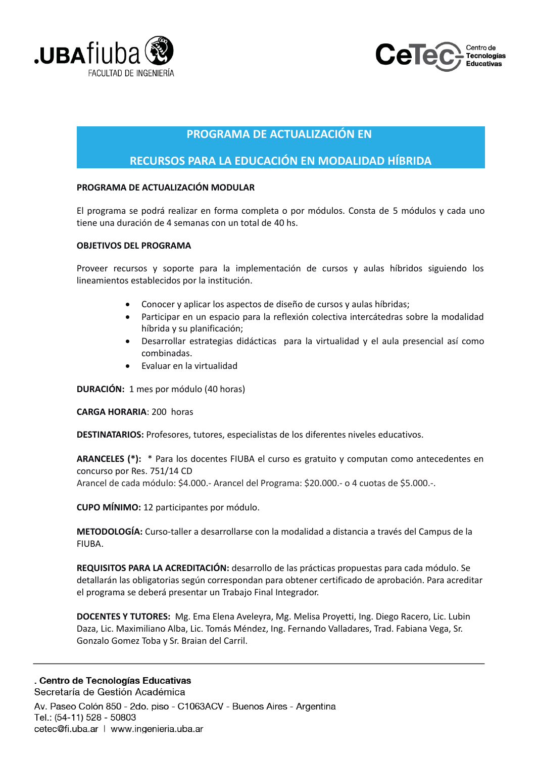# PROGRAMA DE ACTUALIZACIÓN EN RECURSOS PARA LA EDUCACIÓN EN MODALIDAD HÍBRIDA

**PROGRAMA DE ACTUALIZACIÓN MODULAR**

El programa se podrá realizar en forma completa o por módulos. Consta de 5 módulos y cada uno tiene una duración de 4 semanas con un total de 40 hs.

**OBJETIVOS DEL PROGRAMA**

Proveer recursos y soporte para la implementación de cursos y aulas híbridos siguiendo los lineamientos establecidos por la institución.

- Conocer y aplicar los aspectos de diseño de cursos y aulas híbridas;
- Participar en un espacio para la reflexión colectiva intercátedras sobre la modalidad híbrida y su planificación;
- Desarrollar estrategias didácticas para la virtualidad y el aula presencial así como combinadas.
- Evaluar en la virtualidad

**DURACIÓN:** 1 mes por módulo (40 horas)

**CARGA HORARIA**: 200 horas

**DESTINATARIOS:** Profesores, tutores, especialistas de los diferentes niveles educativos.

**ARANCELES (*):** * Para los docentes FIUBA el curso es gratuito y computan como antecedentes en concurso por Res. 751/14 CD
Arancel de cada módulo: $4.000.- Arancel del Programa: $20.000.- o 4 cuotas de $5.000.-.

**CUPO MÍNIMO:** 12 participantes por módulo.

**METODOLOGÍA:** Curso-taller a desarrollarse con la modalidad a distancia a través del Campus de la FIUBA.

**REQUISITOS PARA LA ACREDITACIÓN:** desarrollo de las prácticas propuestas para cada módulo. Se detallarán las obligatorias según correspondan para obtener certificado de aprobación. Para acreditar el programa se deberá presentar un Trabajo Final Integrador.

**DOCENTES Y TUTORES:** Mg. Ema Elena Aveleyra, Mg. Melisa Proyetti, Ing. Diego Racero, Lic. Lubin Daza, Lic. Maximiliano Alba, Lic. Tomás Méndez, Ing. Fernando Valladares, Trad. Fabiana Vega, Sr. Gonzalo Gomez Toba y Sr. Braian del Carril.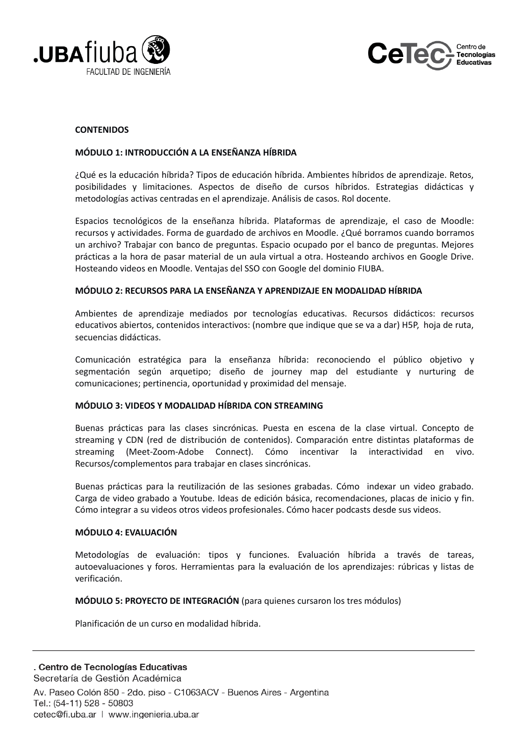**CONTENIDOS**

**MÓDULO 1: INTRODUCCIÓN A LA ENSEÑANZA HÍBRIDA**

¿Qué es la educación híbrida? Tipos de educación híbrida. Ambientes híbridos de aprendizaje. Retos, posibilidades y limitaciones. Aspectos de diseño de cursos híbridos. Estrategias didácticas y metodologías activas centradas en el aprendizaje. Análisis de casos. Rol docente.

Espacios tecnológicos de la enseñanza híbrida. Plataformas de aprendizaje, el caso de Moodle: recursos y actividades. Forma de guardado de archivos en Moodle. ¿Qué borramos cuando borramos un archivo? Trabajar con banco de preguntas. Espacio ocupado por el banco de preguntas. Mejores prácticas a la hora de pasar material de un aula virtual a otra. Hosteando archivos en Google Drive. Hosteando videos en Moodle. Ventajas del SSO con Google del dominio FIUBA.

**MÓDULO 2: RECURSOS PARA LA ENSEÑANZA Y APRENDIZAJE EN MODALIDAD HÍBRIDA**

Ambientes de aprendizaje mediados por tecnologías educativas. Recursos didácticos: recursos educativos abiertos, contenidos interactivos: (nombre que indique que se va a dar) H5P, hoja de ruta, secuencias didácticas.

Comunicación estratégica para la enseñanza híbrida: reconociendo el público objetivo y segmentación según arquetipo; diseño de journey map del estudiante y nurturing de comunicaciones; pertinencia, oportunidad y proximidad del mensaje.

**MÓDULO 3: VIDEOS Y MODALIDAD HÍBRIDA CON STREAMING**

Buenas prácticas para las clases sincrónicas. Puesta en escena de la clase virtual. Concepto de streaming y CDN (red de distribución de contenidos). Comparación entre distintas plataformas de streaming (Meet-Zoom-Adobe Connect). Cómo incentivar la interactividad en vivo. Recursos/complementos para trabajar en clases sincrónicas.

Buenas prácticas para la reutilización de las sesiones grabadas. Cómo indexar un video grabado. Carga de video grabado a Youtube. Ideas de edición básica, recomendaciones, placas de inicio y fin. Cómo integrar a su videos otros videos profesionales. Cómo hacer podcasts desde sus videos.

**MÓDULO 4: EVALUACIÓN**

Metodologías de evaluación: tipos y funciones. Evaluación híbrida a través de tareas, autoevaluaciones y foros. Herramientas para la evaluación de los aprendizajes: rúbricas y listas de verificación.

**MÓDULO 5: PROYECTO DE INTEGRACIÓN** (para quienes cursaron los tres módulos)

Planificación de un curso en modalidad híbrida.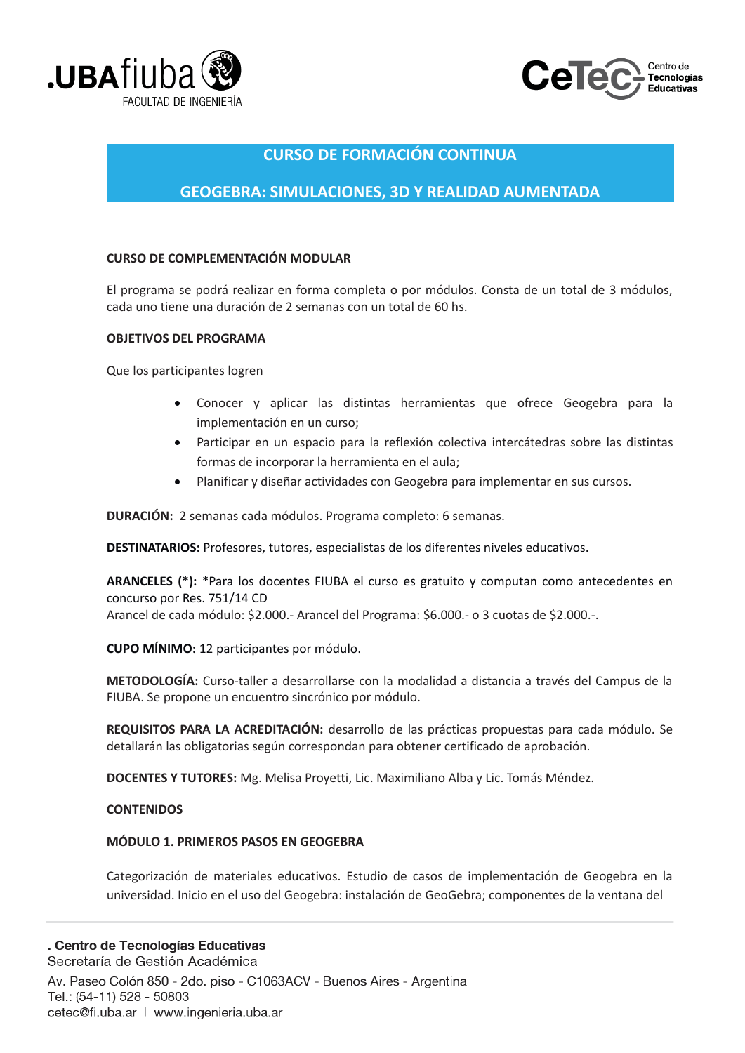# CURSO DE FORMACIÓN CONTINUA

# GEOGEBRA: SIMULACIONES, 3D Y REALIDAD AUMENTADA

**CURSO DE COMPLEMENTACIÓN MODULAR**

El programa se podrá realizar en forma completa o por módulos. Consta de un total de 3 módulos, cada uno tiene una duración de 2 semanas con un total de 60 hs.

**OBJETIVOS DEL PROGRAMA**

Que los participantes logren

- Conocer y aplicar las distintas herramientas que ofrece Geogebra para la implementación en un curso;
- Participar en un espacio para la reflexión colectiva intercátedras sobre las distintas formas de incorporar la herramienta en el aula;
- Planificar y diseñar actividades con Geogebra para implementar en sus cursos.

**DURACIÓN:** 2 semanas cada módulos. Programa completo: 6 semanas.

**DESTINATARIOS:** Profesores, tutores, especialistas de los diferentes niveles educativos.

**ARANCELES (*):** *Para los docentes FIUBA el curso es gratuito y computan como antecedentes en concurso por Res. 751/14 CD
Arancel de cada módulo: $2.000.- Arancel del Programa: $6.000.- o 3 cuotas de $2.000.-.

**CUPO MÍNIMO:** 12 participantes por módulo.

**METODOLOGÍA:** Curso-taller a desarrollarse con la modalidad a distancia a través del Campus de la FIUBA. Se propone un encuentro sincrónico por módulo.

**REQUISITOS PARA LA ACREDITACIÓN:** desarrollo de las prácticas propuestas para cada módulo. Se detallarán las obligatorias según correspondan para obtener certificado de aprobación.

**DOCENTES Y TUTORES:** Mg. Melisa Proyetti, Lic. Maximiliano Alba y Lic. Tomás Méndez.

**CONTENIDOS**

**MÓDULO 1. PRIMEROS PASOS EN GEOGEBRA**

Categorización de materiales educativos. Estudio de casos de implementación de Geogebra en la universidad. Inicio en el uso del Geogebra: instalación de GeoGebra; componentes de la ventana del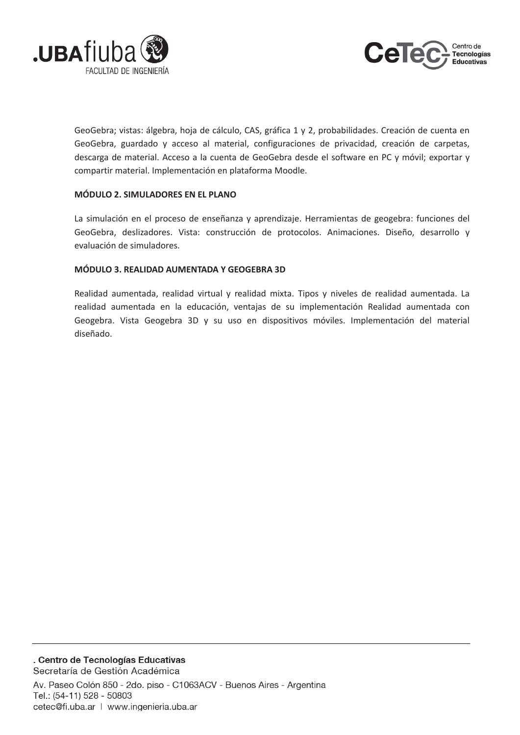GeoGebra; vistas: álgebra, hoja de cálculo, CAS, gráfica 1 y 2, probabilidades. Creación de cuenta en GeoGebra, guardado y acceso al material, configuraciones de privacidad, creación de carpetas, descarga de material. Acceso a la cuenta de GeoGebra desde el software en PC y móvil; exportar y compartir material. Implementación en plataforma Moodle.

**MÓDULO 2. SIMULADORES EN EL PLANO**

La simulación en el proceso de enseñanza y aprendizaje. Herramientas de geogebra: funciones del GeoGebra, deslizadores. Vista: construcción de protocolos. Animaciones. Diseño, desarrollo y evaluación de simuladores.

**MÓDULO 3. REALIDAD AUMENTADA Y GEOGEBRA 3D**

Realidad aumentada, realidad virtual y realidad mixta. Tipos y niveles de realidad aumentada. La realidad aumentada en la educación, ventajas de su implementación Realidad aumentada con Geogebra. Vista Geogebra 3D y su uso en dispositivos móviles. Implementación del material diseñado.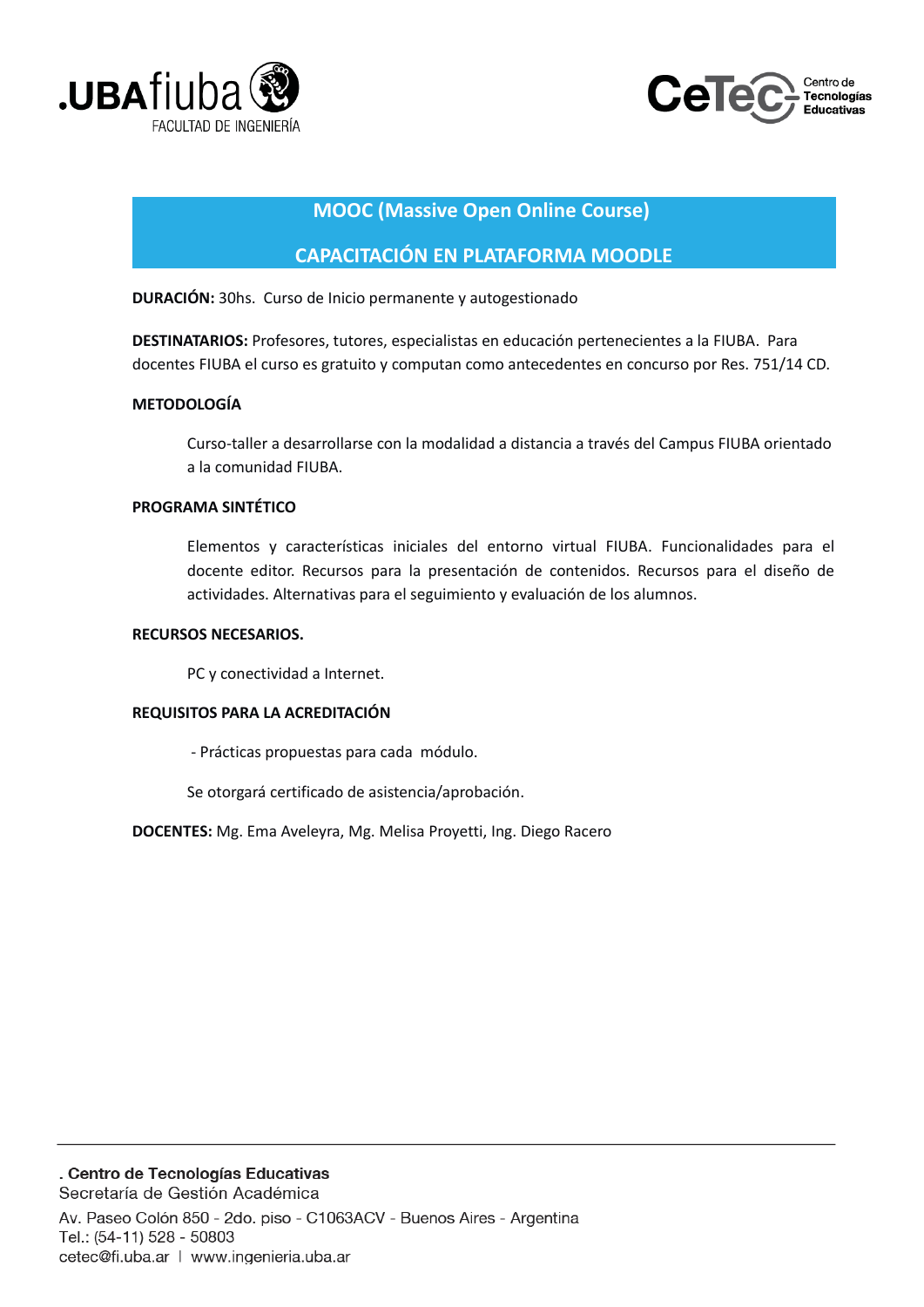## MOOC (Massive Open Online Course)

## CAPACITACIÓN EN PLATAFORMA MOODLE

**DURACIÓN:** 30hs. Curso de Inicio permanente y autogestionado

**DESTINATARIOS:** Profesores, tutores, especialistas en educación pertenecientes a la FIUBA. Para docentes FIUBA el curso es gratuito y computan como antecedentes en concurso por Res. 751/14 CD.

**METODOLOGÍA**

Curso-taller a desarrollarse con la modalidad a distancia a través del Campus FIUBA orientado a la comunidad FIUBA.

**PROGRAMA SINTÉTICO**

Elementos y características iniciales del entorno virtual FIUBA. Funcionalidades para el docente editor. Recursos para la presentación de contenidos. Recursos para el diseño de actividades. Alternativas para el seguimiento y evaluación de los alumnos.

**RECURSOS NECESARIOS.**

PC y conectividad a Internet.

**REQUISITOS PARA LA ACREDITACIÓN**

- Prácticas propuestas para cada módulo.

Se otorgará certificado de asistencia/aprobación.

**DOCENTES:** Mg. Ema Aveleyra, Mg. Melisa Proyetti, Ing. Diego Racero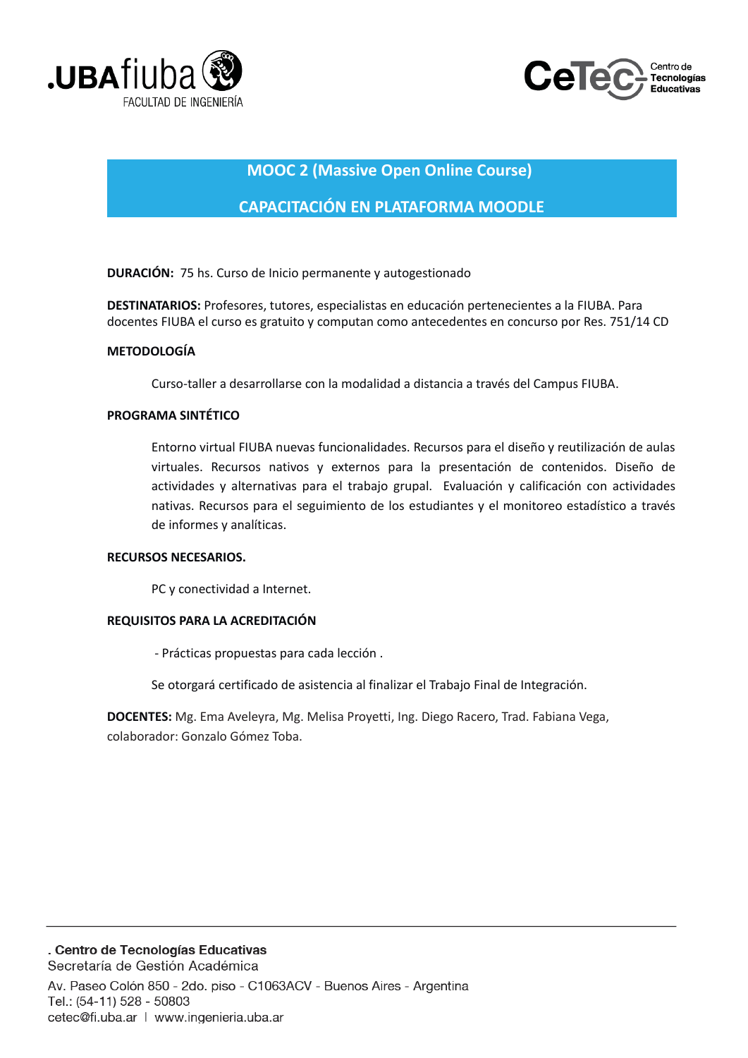## MOOC 2 (Massive Open Online Course)

## CAPACITACIÓN EN PLATAFORMA MOODLE

**DURACIÓN:** 75 hs. Curso de Inicio permanente y autogestionado

**DESTINATARIOS:** Profesores, tutores, especialistas en educación pertenecientes a la FIUBA. Para docentes FIUBA el curso es gratuito y computan como antecedentes en concurso por Res. 751/14 CD

**METODOLOGÍA**

Curso-taller a desarrollarse con la modalidad a distancia a través del Campus FIUBA.

**PROGRAMA SINTÉTICO**

Entorno virtual FIUBA nuevas funcionalidades. Recursos para el diseño y reutilización de aulas virtuales. Recursos nativos y externos para la presentación de contenidos. Diseño de actividades y alternativas para el trabajo grupal. Evaluación y calificación con actividades nativas. Recursos para el seguimiento de los estudiantes y el monitoreo estadístico a través de informes y analíticas.

**RECURSOS NECESARIOS.**

PC y conectividad a Internet.

**REQUISITOS PARA LA ACREDITACIÓN**

- Prácticas propuestas para cada lección .

Se otorgará certificado de asistencia al finalizar el Trabajo Final de Integración.

**DOCENTES:** Mg. Ema Aveleyra, Mg. Melisa Proyetti, Ing. Diego Racero, Trad. Fabiana Vega, colaborador: Gonzalo Gómez Toba.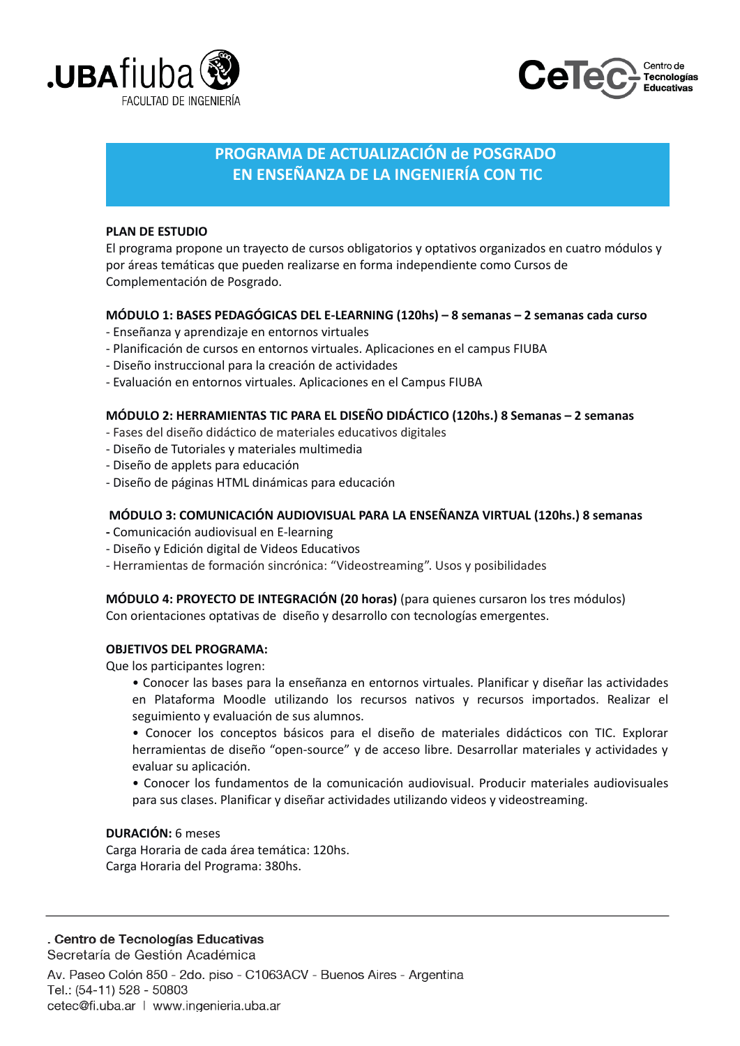## PROGRAMA DE ACTUALIZACIÓN de POSGRADO EN ENSEÑANZA DE LA INGENIERÍA CON TIC

**PLAN DE ESTUDIO**

El programa propone un trayecto de cursos obligatorios y optativos organizados en cuatro módulos y por áreas temáticas que pueden realizarse en forma independiente como Cursos de Complementación de Posgrado.

**MÓDULO 1: BASES PEDAGÓGICAS DEL E-LEARNING (120hs) – 8 semanas – 2 semanas cada curso**

- Enseñanza y aprendizaje en entornos virtuales
- Planificación de cursos en entornos virtuales. Aplicaciones en el campus FIUBA
- Diseño instruccional para la creación de actividades
- Evaluación en entornos virtuales. Aplicaciones en el Campus FIUBA

**MÓDULO 2: HERRAMIENTAS TIC PARA EL DISEÑO DIDÁCTICO (120hs.) 8 Semanas – 2 semanas**

- Fases del diseño didáctico de materiales educativos digitales
- Diseño de Tutoriales y materiales multimedia
- Diseño de applets para educación
- Diseño de páginas HTML dinámicas para educación

**MÓDULO 3: COMUNICACIÓN AUDIOVISUAL PARA LA ENSEÑANZA VIRTUAL (120hs.) 8 semanas**

- Comunicación audiovisual en E-learning
- Diseño y Edición digital de Videos Educativos
- Herramientas de formación sincrónica: "Videostreaming". Usos y posibilidades

**MÓDULO 4: PROYECTO DE INTEGRACIÓN (20 horas)** (para quienes cursaron los tres módulos)
Con orientaciones optativas de diseño y desarrollo con tecnologías emergentes.

**OBJETIVOS DEL PROGRAMA:**

Que los participantes logren:

- Conocer las bases para la enseñanza en entornos virtuales. Planificar y diseñar las actividades en Plataforma Moodle utilizando los recursos nativos y recursos importados. Realizar el seguimiento y evaluación de sus alumnos.
- Conocer los conceptos básicos para el diseño de materiales didácticos con TIC. Explorar herramientas de diseño "open-source" y de acceso libre. Desarrollar materiales y actividades y evaluar su aplicación.
- Conocer los fundamentos de la comunicación audiovisual. Producir materiales audiovisuales para sus clases. Planificar y diseñar actividades utilizando videos y videostreaming.

**DURACIÓN:** 6 meses
Carga Horaria de cada área temática: 120hs.
Carga Horaria del Programa: 380hs.

**. Centro de Tecnologías Educativas**
Secretaría de Gestión Académica
Av. Paseo Colón 850 - 2do. piso - C1063ACV - Buenos Aires - Argentina
Tel.: (54-11) 528 - 50803
cetec@fi.uba.ar | www.ingenieria.uba.ar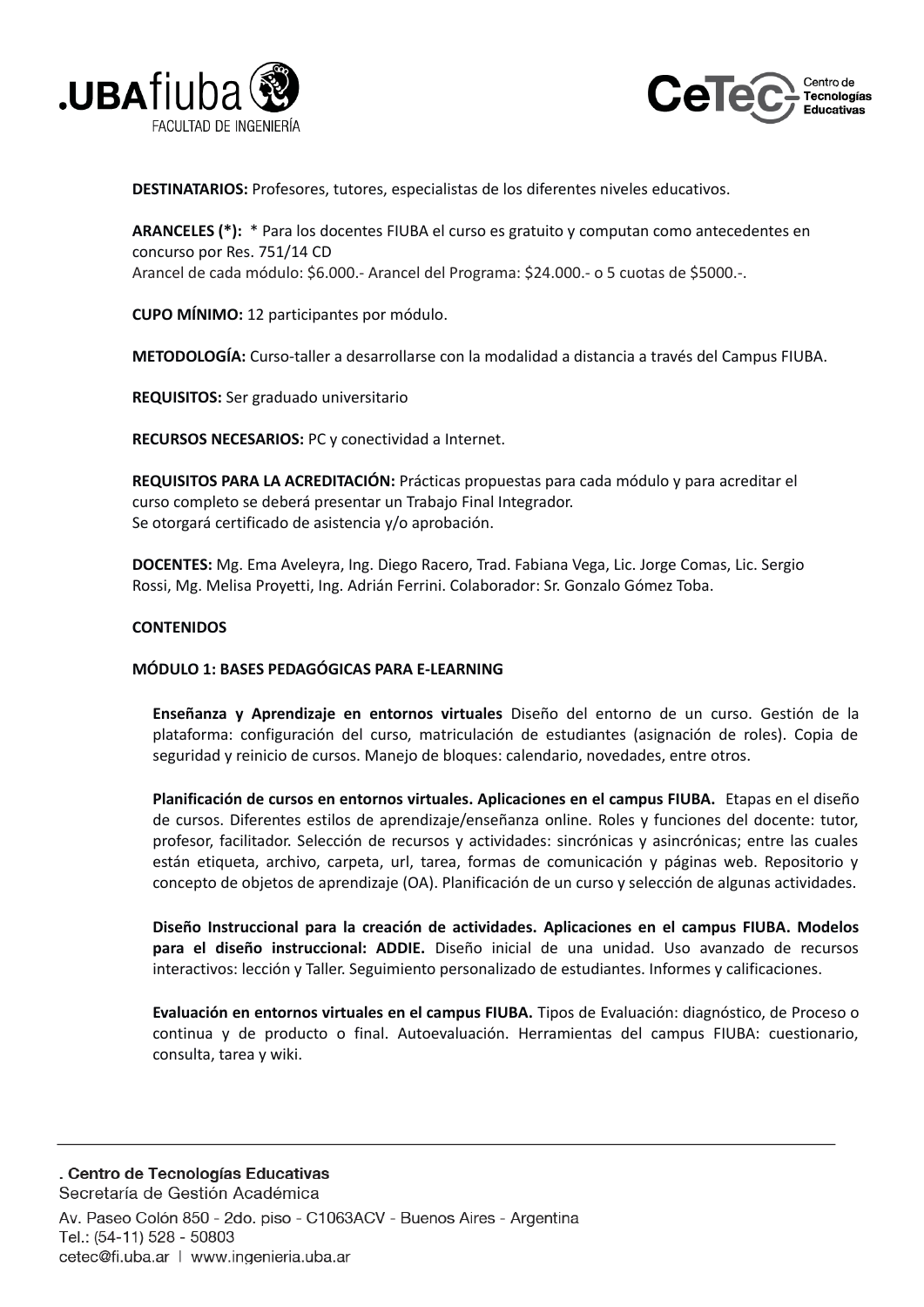**DESTINATARIOS:** Profesores, tutores, especialistas de los diferentes niveles educativos.

**ARANCELES (*):** * Para los docentes FIUBA el curso es gratuito y computan como antecedentes en concurso por Res. 751/14 CD
Arancel de cada módulo: $6.000.- Arancel del Programa: $24.000.- o 5 cuotas de $5000.-.

**CUPO MÍNIMO:** 12 participantes por módulo.

**METODOLOGÍA:** Curso-taller a desarrollarse con la modalidad a distancia a través del Campus FIUBA.

**REQUISITOS:** Ser graduado universitario

**RECURSOS NECESARIOS:** PC y conectividad a Internet.

**REQUISITOS PARA LA ACREDITACIÓN:** Prácticas propuestas para cada módulo y para acreditar el curso completo se deberá presentar un Trabajo Final Integrador.
Se otorgará certificado de asistencia y/o aprobación.

**DOCENTES:** Mg. Ema Aveleyra, Ing. Diego Racero, Trad. Fabiana Vega, Lic. Jorge Comas, Lic. Sergio Rossi, Mg. Melisa Proyetti, Ing. Adrián Ferrini. Colaborador: Sr. Gonzalo Gómez Toba.

**CONTENIDOS**

**MÓDULO 1: BASES PEDAGÓGICAS PARA E-LEARNING**

**Enseñanza y Aprendizaje en entornos virtuales** Diseño del entorno de un curso. Gestión de la plataforma: configuración del curso, matriculación de estudiantes (asignación de roles). Copia de seguridad y reinicio de cursos. Manejo de bloques: calendario, novedades, entre otros.

**Planificación de cursos en entornos virtuales. Aplicaciones en el campus FIUBA.** Etapas en el diseño de cursos. Diferentes estilos de aprendizaje/enseñanza online. Roles y funciones del docente: tutor, profesor, facilitador. Selección de recursos y actividades: sincrónicas y asincrónicas; entre las cuales están etiqueta, archivo, carpeta, url, tarea, formas de comunicación y páginas web. Repositorio y concepto de objetos de aprendizaje (OA). Planificación de un curso y selección de algunas actividades.

**Diseño Instruccional para la creación de actividades. Aplicaciones en el campus FIUBA. Modelos para el diseño instruccional: ADDIE.** Diseño inicial de una unidad. Uso avanzado de recursos interactivos: lección y Taller. Seguimiento personalizado de estudiantes. Informes y calificaciones.

**Evaluación en entornos virtuales en el campus FIUBA.** Tipos de Evaluación: diagnóstico, de Proceso o continua y de producto o final. Autoevaluación. Herramientas del campus FIUBA: cuestionario, consulta, tarea y wiki.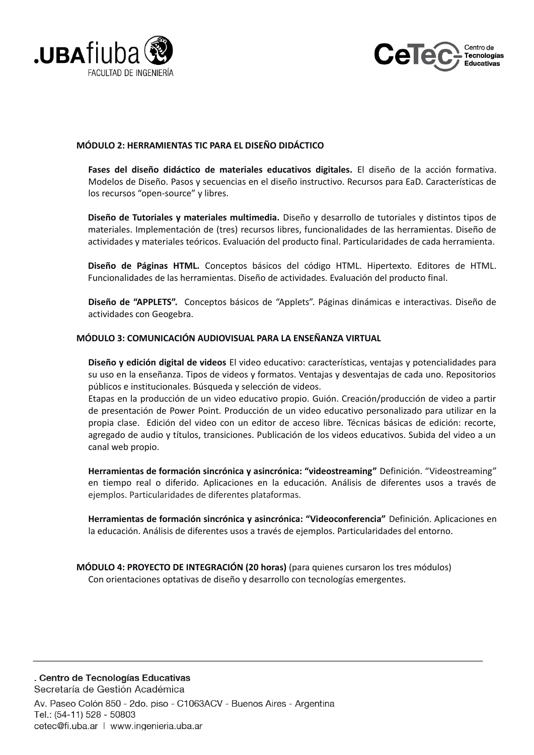## MÓDULO 2: HERRAMIENTAS TIC PARA EL DISEÑO DIDÁCTICO

**Fases del diseño didáctico de materiales educativos digitales.** El diseño de la acción formativa. Modelos de Diseño. Pasos y secuencias en el diseño instructivo. Recursos para EaD. Características de los recursos "open-source" y libres.

**Diseño de Tutoriales y materiales multimedia.** Diseño y desarrollo de tutoriales y distintos tipos de materiales. Implementación de (tres) recursos libres, funcionalidades de las herramientas. Diseño de actividades y materiales teóricos. Evaluación del producto final. Particularidades de cada herramienta.

**Diseño de Páginas HTML.** Conceptos básicos del código HTML. Hipertexto. Editores de HTML. Funcionalidades de las herramientas. Diseño de actividades. Evaluación del producto final.

**Diseño de "APPLETS".** Conceptos básicos de "Applets". Páginas dinámicas e interactivas. Diseño de actividades con Geogebra.

## MÓDULO 3: COMUNICACIÓN AUDIOVISUAL PARA LA ENSEÑANZA VIRTUAL

**Diseño y edición digital de videos** El video educativo: características, ventajas y potencialidades para su uso en la enseñanza. Tipos de videos y formatos. Ventajas y desventajas de cada uno. Repositorios públicos e institucionales. Búsqueda y selección de videos.
Etapas en la producción de un video educativo propio. Guión. Creación/producción de video a partir de presentación de Power Point. Producción de un video educativo personalizado para utilizar en la propia clase. Edición del video con un editor de acceso libre. Técnicas básicas de edición: recorte, agregado de audio y títulos, transiciones. Publicación de los videos educativos. Subida del video a un canal web propio.

**Herramientas de formación sincrónica y asincrónica: "videostreaming"** Definición. "Videostreaming" en tiempo real o diferido. Aplicaciones en la educación. Análisis de diferentes usos a través de ejemplos. Particularidades de diferentes plataformas.

**Herramientas de formación sincrónica y asincrónica: "Videoconferencia"** Definición. Aplicaciones en la educación. Análisis de diferentes usos a través de ejemplos. Particularidades del entorno.

**MÓDULO 4: PROYECTO DE INTEGRACIÓN (20 horas)** (para quienes cursaron los tres módulos)
Con orientaciones optativas de diseño y desarrollo con tecnologías emergentes.